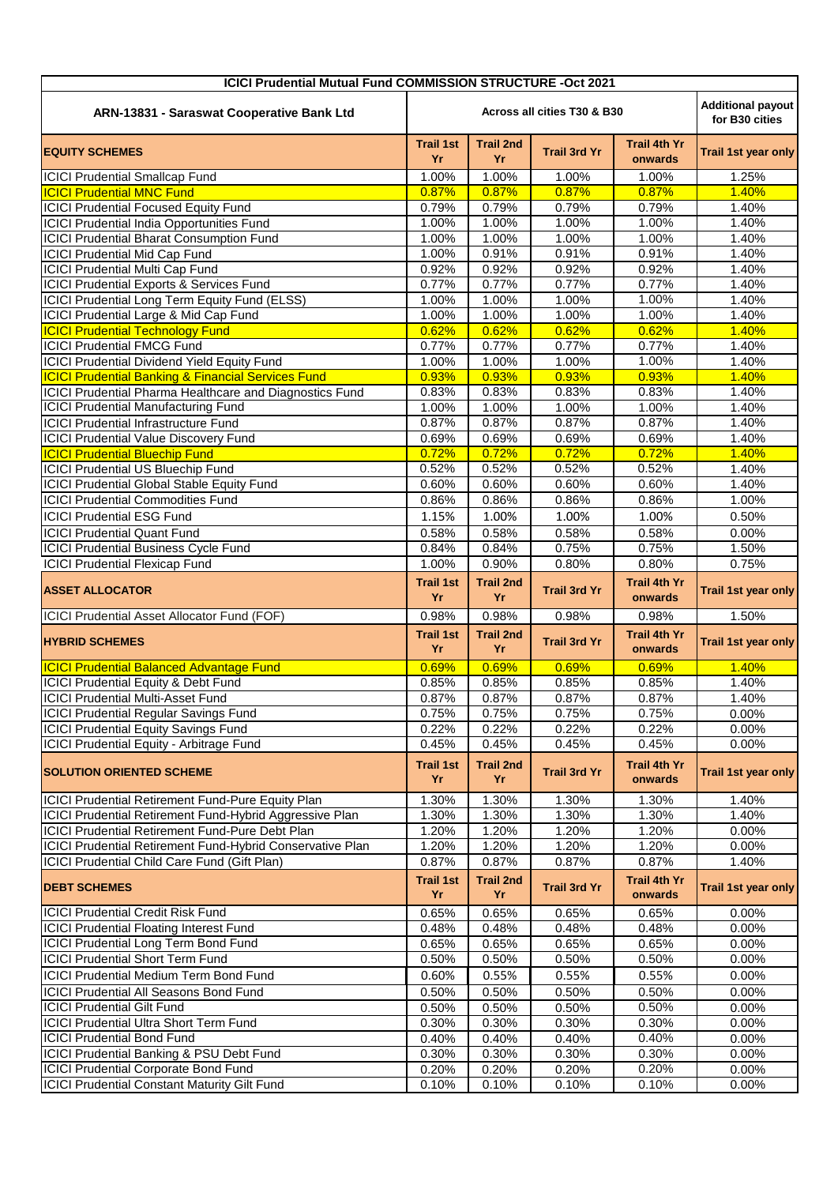| ICICI Prudential Mutual Fund COMMISSION STRUCTURE -Oct 2021 | | | | | |
|---|---|---|---|---|---|
| ARN-13831 - Saraswat Cooperative Bank Ltd | Across all cities T30 & B30 | | | | Additional payout for B30 cities |
| **EQUITY SCHEMES** | **Trail 1st Yr** | **Trail 2nd Yr** | **Trail 3rd Yr** | **Trail 4th Yr onwards** | **Trail 1st year only** |
| ICICI Prudential Smallcap Fund | 1.00% | 1.00% | 1.00% | 1.00% | 1.25% |
| ICICI Prudential MNC Fund | 0.87% | 0.87% | 0.87% | 0.87% | 1.40% |
| ICICI Prudential Focused Equity Fund | 0.79% | 0.79% | 0.79% | 0.79% | 1.40% |
| ICICI Prudential India Opportunities Fund | 1.00% | 1.00% | 1.00% | 1.00% | 1.40% |
| ICICI Prudential Bharat Consumption Fund | 1.00% | 1.00% | 1.00% | 1.00% | 1.40% |
| ICICI Prudential Mid Cap Fund | 1.00% | 0.91% | 0.91% | 0.91% | 1.40% |
| ICICI Prudential Multi Cap Fund | 0.92% | 0.92% | 0.92% | 0.92% | 1.40% |
| ICICI Prudential Exports & Services Fund | 0.77% | 0.77% | 0.77% | 0.77% | 1.40% |
| ICICI Prudential Long Term Equity Fund (ELSS) | 1.00% | 1.00% | 1.00% | 1.00% | 1.40% |
| ICICI Prudential Large & Mid Cap Fund | 1.00% | 1.00% | 1.00% | 1.00% | 1.40% |
| ICICI Prudential Technology Fund | 0.62% | 0.62% | 0.62% | 0.62% | 1.40% |
| ICICI Prudential FMCG Fund | 0.77% | 0.77% | 0.77% | 0.77% | 1.40% |
| ICICI Prudential Dividend Yield Equity Fund | 1.00% | 1.00% | 1.00% | 1.00% | 1.40% |
| ICICI Prudential Banking & Financial Services Fund | 0.93% | 0.93% | 0.93% | 0.93% | 1.40% |
| ICICI Prudential Pharma Healthcare and Diagnostics Fund | 0.83% | 0.83% | 0.83% | 0.83% | 1.40% |
| ICICI Prudential Manufacturing Fund | 1.00% | 1.00% | 1.00% | 1.00% | 1.40% |
| ICICI Prudential Infrastructure Fund | 0.87% | 0.87% | 0.87% | 0.87% | 1.40% |
| ICICI Prudential Value Discovery Fund | 0.69% | 0.69% | 0.69% | 0.69% | 1.40% |
| ICICI Prudential Bluechip Fund | 0.72% | 0.72% | 0.72% | 0.72% | 1.40% |
| ICICI Prudential US Bluechip Fund | 0.52% | 0.52% | 0.52% | 0.52% | 1.40% |
| ICICI Prudential Global Stable Equity Fund | 0.60% | 0.60% | 0.60% | 0.60% | 1.40% |
| ICICI Prudential Commodities Fund | 0.86% | 0.86% | 0.86% | 0.86% | 1.00% |
| ICICI Prudential ESG Fund | 1.15% | 1.00% | 1.00% | 1.00% | 0.50% |
| ICICI Prudential Quant Fund | 0.58% | 0.58% | 0.58% | 0.58% | 0.00% |
| ICICI Prudential Business Cycle Fund | 0.84% | 0.84% | 0.75% | 0.75% | 1.50% |
| ICICI Prudential Flexicap Fund | 1.00% | 0.90% | 0.80% | 0.80% | 0.75% |
| **ASSET ALLOCATOR** | **Trail 1st Yr** | **Trail 2nd Yr** | **Trail 3rd Yr** | **Trail 4th Yr onwards** | **Trail 1st year only** |
| ICICI Prudential Asset Allocator Fund (FOF) | 0.98% | 0.98% | 0.98% | 0.98% | 1.50% |
| **HYBRID SCHEMES** | **Trail 1st Yr** | **Trail 2nd Yr** | **Trail 3rd Yr** | **Trail 4th Yr onwards** | **Trail 1st year only** |
| ICICI Prudential Balanced Advantage Fund | 0.69% | 0.69% | 0.69% | 0.69% | 1.40% |
| ICICI Prudential Equity & Debt Fund | 0.85% | 0.85% | 0.85% | 0.85% | 1.40% |
| ICICI Prudential Multi-Asset Fund | 0.87% | 0.87% | 0.87% | 0.87% | 1.40% |
| ICICI Prudential Regular Savings Fund | 0.75% | 0.75% | 0.75% | 0.75% | 0.00% |
| ICICI Prudential Equity Savings Fund | 0.22% | 0.22% | 0.22% | 0.22% | 0.00% |
| ICICI Prudential Equity - Arbitrage Fund | 0.45% | 0.45% | 0.45% | 0.45% | 0.00% |
| **SOLUTION ORIENTED SCHEME** | **Trail 1st Yr** | **Trail 2nd Yr** | **Trail 3rd Yr** | **Trail 4th Yr onwards** | **Trail 1st year only** |
| ICICI Prudential Retirement Fund-Pure Equity Plan | 1.30% | 1.30% | 1.30% | 1.30% | 1.40% |
| ICICI Prudential Retirement Fund-Hybrid Aggressive Plan | 1.30% | 1.30% | 1.30% | 1.30% | 1.40% |
| ICICI Prudential Retirement Fund-Pure Debt Plan | 1.20% | 1.20% | 1.20% | 1.20% | 0.00% |
| ICICI Prudential Retirement Fund-Hybrid Conservative Plan | 1.20% | 1.20% | 1.20% | 1.20% | 0.00% |
| ICICI Prudential Child Care Fund (Gift Plan) | 0.87% | 0.87% | 0.87% | 0.87% | 1.40% |
| **DEBT SCHEMES** | **Trail 1st Yr** | **Trail 2nd Yr** | **Trail 3rd Yr** | **Trail 4th Yr onwards** | **Trail 1st year only** |
| ICICI Prudential Credit Risk Fund | 0.65% | 0.65% | 0.65% | 0.65% | 0.00% |
| ICICI Prudential Floating Interest Fund | 0.48% | 0.48% | 0.48% | 0.48% | 0.00% |
| ICICI Prudential Long Term Bond Fund | 0.65% | 0.65% | 0.65% | 0.65% | 0.00% |
| ICICI Prudential Short Term Fund | 0.50% | 0.50% | 0.50% | 0.50% | 0.00% |
| ICICI Prudential Medium Term Bond Fund | 0.60% | 0.55% | 0.55% | 0.55% | 0.00% |
| ICICI Prudential All Seasons Bond Fund | 0.50% | 0.50% | 0.50% | 0.50% | 0.00% |
| ICICI Prudential Gilt Fund | 0.50% | 0.50% | 0.50% | 0.50% | 0.00% |
| ICICI Prudential Ultra Short Term Fund | 0.30% | 0.30% | 0.30% | 0.30% | 0.00% |
| ICICI Prudential Bond Fund | 0.40% | 0.40% | 0.40% | 0.40% | 0.00% |
| ICICI Prudential Banking & PSU Debt Fund | 0.30% | 0.30% | 0.30% | 0.30% | 0.00% |
| ICICI Prudential Corporate Bond Fund | 0.20% | 0.20% | 0.20% | 0.20% | 0.00% |
| ICICI Prudential Constant Maturity Gilt Fund | 0.10% | 0.10% | 0.10% | 0.10% | 0.00% |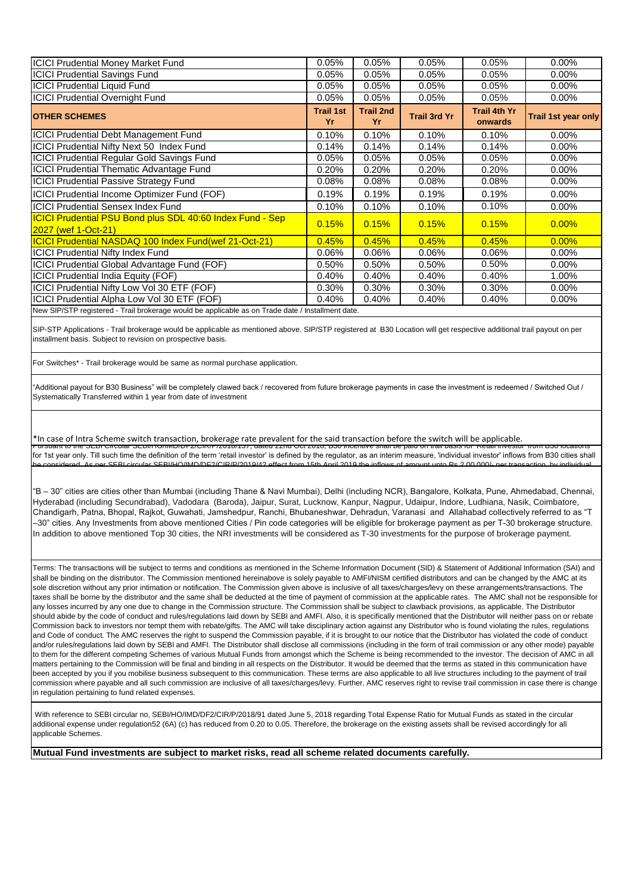| | | | | | |
|---|---|---|---|---|---|
| ICICI Prudential Money Market Fund | 0.05% | 0.05% | 0.05% | 0.05% | 0.00% |
| ICICI Prudential Savings Fund | 0.05% | 0.05% | 0.05% | 0.05% | 0.00% |
| ICICI Prudential Liquid Fund | 0.05% | 0.05% | 0.05% | 0.05% | 0.00% |
| ICICI Prudential Overnight Fund | 0.05% | 0.05% | 0.05% | 0.05% | 0.00% |
| **OTHER SCHEMES** | **Trail 1st Yr** | **Trail 2nd Yr** | **Trail 3rd Yr** | **Trail 4th Yr onwards** | **Trail 1st year only** |
| ICICI Prudential Debt Management Fund | 0.10% | 0.10% | 0.10% | 0.10% | 0.00% |
| ICICI Prudential Nifty Next 50 Index Fund | 0.14% | 0.14% | 0.14% | 0.14% | 0.00% |
| ICICI Prudential Regular Gold Savings Fund | 0.05% | 0.05% | 0.05% | 0.05% | 0.00% |
| ICICI Prudential Thematic Advantage Fund | 0.20% | 0.20% | 0.20% | 0.20% | 0.00% |
| ICICI Prudential Passive Strategy Fund | 0.08% | 0.08% | 0.08% | 0.08% | 0.00% |
| ICICI Prudential Income Optimizer Fund (FOF) | 0.19% | 0.19% | 0.19% | 0.19% | 0.00% |
| ICICI Prudential Sensex Index Fund | 0.10% | 0.10% | 0.10% | 0.10% | 0.00% |
| ICICI Prudential PSU Bond plus SDL 40:60 Index Fund - Sep 2027 (wef 1-Oct-21) | 0.15% | 0.15% | 0.15% | 0.15% | 0.00% |
| ICICI Prudential NASDAQ 100 Index Fund(wef 21-Oct-21) | 0.45% | 0.45% | 0.45% | 0.45% | 0.00% |
| ICICI Prudential Nifty Index Fund | 0.06% | 0.06% | 0.06% | 0.06% | 0.00% |
| ICICI Prudential Global Advantage Fund (FOF) | 0.50% | 0.50% | 0.50% | 0.50% | 0.00% |
| ICICI Prudential India Equity (FOF) | 0.40% | 0.40% | 0.40% | 0.40% | 1.00% |
| ICICI Prudential Nifty Low Vol 30 ETF (FOF) | 0.30% | 0.30% | 0.30% | 0.30% | 0.00% |
| ICICI Prudential Alpha Low Vol 30 ETF (FOF) | 0.40% | 0.40% | 0.40% | 0.40% | 0.00% |

New SIP/STP registered - Trail brokerage would be applicable as on Trade date / Installment date.

SIP-STP Applications - Trail brokerage would be applicable as mentioned above. SIP/STP registered at B30 Location will get respective additional trail payout on per installment basis. Subject to revision on prospective basis.

For Switches* - Trail brokerage would be same as normal purchase application.

"Additional payout for B30 Business" will be completely clawed back / recovered from future brokerage payments in case the investment is redeemed / Switched Out / Systematically Transferred within 1 year from date of investment

*In case of Intra Scheme switch transaction, brokerage rate prevalent for the said transaction before the switch will be applicable.

Pursuant to the SEBI Circular SEBI/HO/IMD/DF2/CIR/P/2018/137, dated 22nd Oct 2018, B30 incentive shall be paid on trail basis for Retail investor from B30 locations for 1st year only. Till such time the definition of the term 'retail investor' is defined by the regulator, as an interim measure, 'individual investor' inflows from B30 cities shall be considered. As per SEBI circular SEBI/HO/IMD/DF2/CIR/P/2019/42 effect from 15th April 2019 the inflows of amount upto Rs 2,00,000/- per transaction, by individual

"B – 30" cities are cities other than Mumbai (including Thane & Navi Mumbai), Delhi (including NCR), Bangalore, Kolkata, Pune, Ahmedabad, Chennai, Hyderabad (including Secundrabad), Vadodara (Baroda), Jaipur, Surat, Lucknow, Kanpur, Nagpur, Udaipur, Indore, Ludhiana, Nasik, Coimbatore, Chandigarh, Patna, Bhopal, Rajkot, Guwahati, Jamshedpur, Ranchi, Bhubaneshwar, Dehradun, Varanasi and Allahabad collectively referred to as "T –30" cities. Any Investments from above mentioned Cities / Pin code categories will be eligible for brokerage payment as per T-30 brokerage structure. In addition to above mentioned Top 30 cities, the NRI investments will be considered as T-30 investments for the purpose of brokerage payment.

Terms: The transactions will be subject to terms and conditions as mentioned in the Scheme Information Document (SID) & Statement of Additional Information (SAI) and shall be binding on the distributor. The Commission mentioned hereinabove is solely payable to AMFI/NISM certified distributors and can be changed by the AMC at its sole discretion without any prior intimation or notification. The Commission given above is inclusive of all taxes/charges/levy on these arrangements/transactions. The taxes shall be borne by the distributor and the same shall be deducted at the time of payment of commission at the applicable rates. The AMC shall not be responsible for any losses incurred by any one due to change in the Commission structure. The Commission shall be subject to clawback provisions, as applicable. The Distributor should abide by the code of conduct and rules/regulations laid down by SEBI and AMFI. Also, it is specifically mentioned that the Distributor will neither pass on or rebate Commission back to investors nor tempt them with rebate/gifts. The AMC will take disciplinary action against any Distributor who is found violating the rules, regulations and Code of conduct. The AMC reserves the right to suspend the Commission payable, if it is brought to our notice that the Distributor has violated the code of conduct and/or rules/regulations laid down by SEBI and AMFI. The Distributor shall disclose all commissions (including in the form of trail commission or any other mode) payable to them for the different competing Schemes of various Mutual Funds from amongst which the Scheme is being recommended to the investor. The decision of AMC in all matters pertaining to the Commission will be final and binding in all respects on the Distributor. It would be deemed that the terms as stated in this communication have been accepted by you if you mobilise business subsequent to this communication. These terms are also applicable to all live structures including to the payment of trail commission where payable and all such commission are inclusive of all taxes/charges/levy. Further, AMC reserves right to revise trail commission in case there is change in regulation pertaining to fund related expenses.

With reference to SEBI circular no, SEBI/HO/IMD/DF2/CIR/P/2018/91 dated June 5, 2018 regarding Total Expense Ratio for Mutual Funds as stated in the circular additional expense under regulation52 (6A) (c) has reduced from 0.20 to 0.05. Therefore, the brokerage on the existing assets shall be revised accordingly for all applicable Schemes.

**Mutual Fund investments are subject to market risks, read all scheme related documents carefully.**